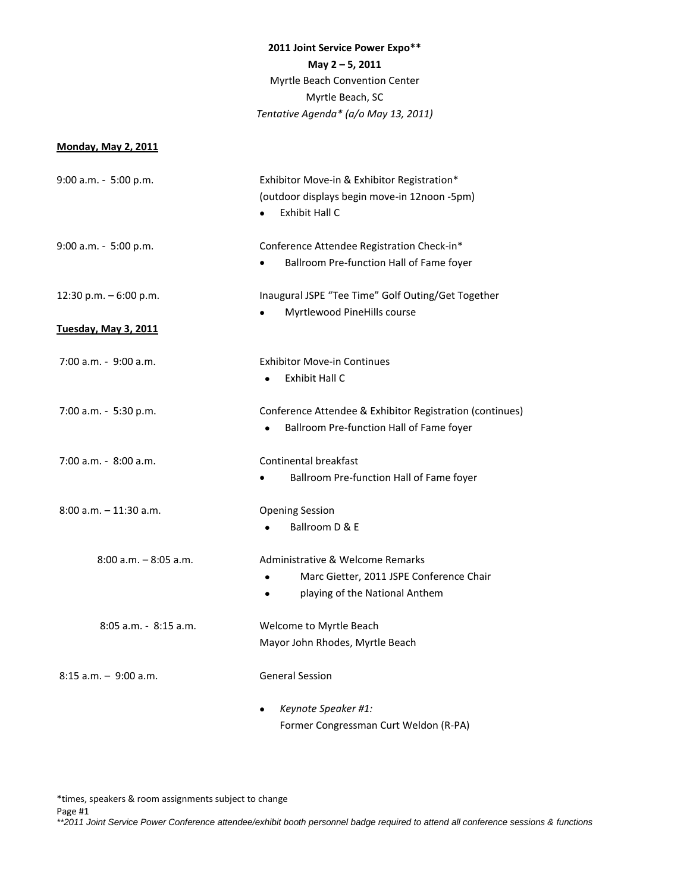**2011 Joint Service Power Expo\*\***
**May 2 – 5, 2011**
Myrtle Beach Convention Center
Myrtle Beach, SC
*Tentative Agenda\* (a/o May 13, 2011)*

**Monday, May 2, 2011**

9:00 a.m. - 5:00 p.m. — Exhibitor Move-in & Exhibitor Registration*
(outdoor displays begin move-in 12noon -5pm)
- Exhibit Hall C

9:00 a.m. - 5:00 p.m. — Conference Attendee Registration Check-in*
- Ballroom Pre-function Hall of Fame foyer

12:30 p.m. – 6:00 p.m. — Inaugural JSPE "Tee Time" Golf Outing/Get Together
- Myrtlewood PineHills course

**Tuesday, May 3, 2011**

7:00 a.m. - 9:00 a.m. — Exhibitor Move-in Continues
- Exhibit Hall C

7:00 a.m. - 5:30 p.m. — Conference Attendee & Exhibitor Registration (continues)
- Ballroom Pre-function Hall of Fame foyer

7:00 a.m. - 8:00 a.m. — Continental breakfast
- Ballroom Pre-function Hall of Fame foyer

8:00 a.m. – 11:30 a.m. — Opening Session
- Ballroom D & E

8:00 a.m. – 8:05 a.m. — Administrative & Welcome Remarks
- Marc Gietter, 2011 JSPE Conference Chair
- playing of the National Anthem

8:05 a.m. - 8:15 a.m. — Welcome to Myrtle Beach
Mayor John Rhodes, Myrtle Beach

8:15 a.m. – 9:00 a.m. — General Session
- *Keynote Speaker #1:*
  Former Congressman Curt Weldon (R-PA)

*times, speakers & room assignments subject to change

*\*\*2011 Joint Service Power Conference attendee/exhibit booth personnel badge required to attend all conference sessions & functions*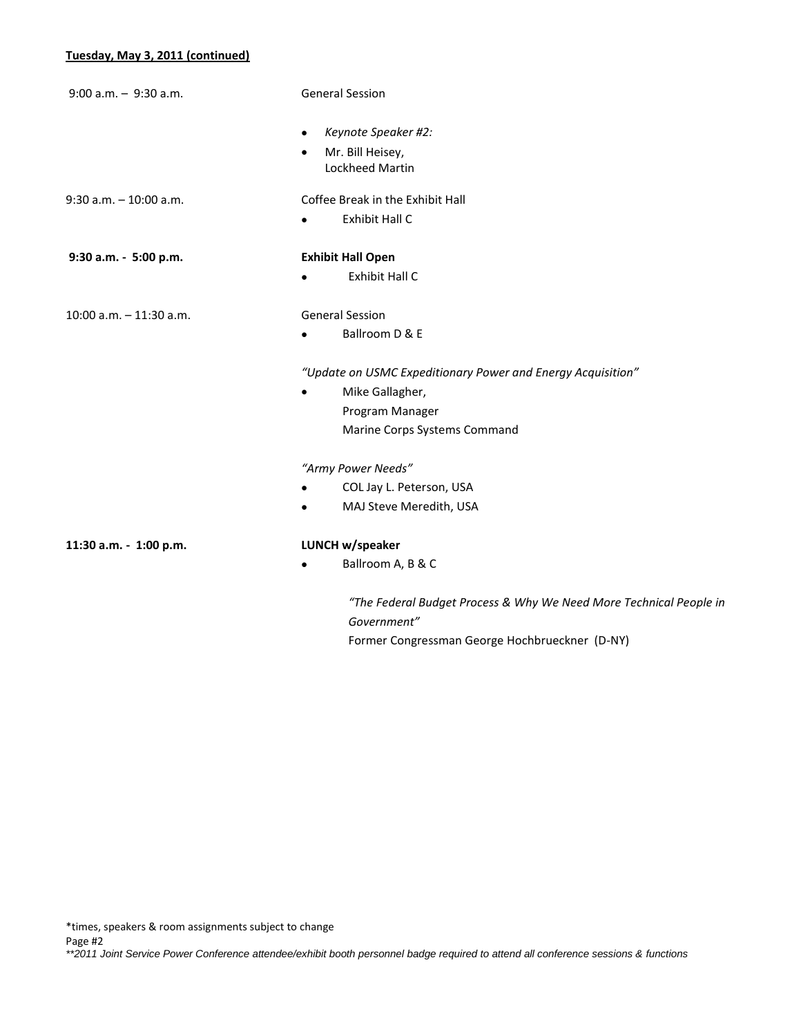**Tuesday, May 3, 2011 (continued)**

| | |
|---|---|
| 9:00 a.m. – 9:30 a.m. | General Session<br>• *Keynote Speaker #2:*<br>• Mr. Bill Heisey, Lockheed Martin |
| 9:30 a.m. – 10:00 a.m. | Coffee Break in the Exhibit Hall<br>• Exhibit Hall C |
| **9:30 a.m. - 5:00 p.m.** | **Exhibit Hall Open**<br>• Exhibit Hall C |
| 10:00 a.m. – 11:30 a.m. | General Session<br>• Ballroom D & E<br><br>*"Update on USMC Expeditionary Power and Energy Acquisition"*<br>• Mike Gallagher, Program Manager Marine Corps Systems Command<br><br>*"Army Power Needs"*<br>• COL Jay L. Peterson, USA<br>• MAJ Steve Meredith, USA |
| **11:30 a.m. - 1:00 p.m.** | **LUNCH w/speaker**<br>• Ballroom A, B & C<br><br>*"The Federal Budget Process & Why We Need More Technical People in Government"*<br>Former Congressman George Hochbrueckner (D-NY) |

*times, speakers & room assignments subject to change

*\*\*2011 Joint Service Power Conference attendee/exhibit booth personnel badge required to attend all conference sessions & functions*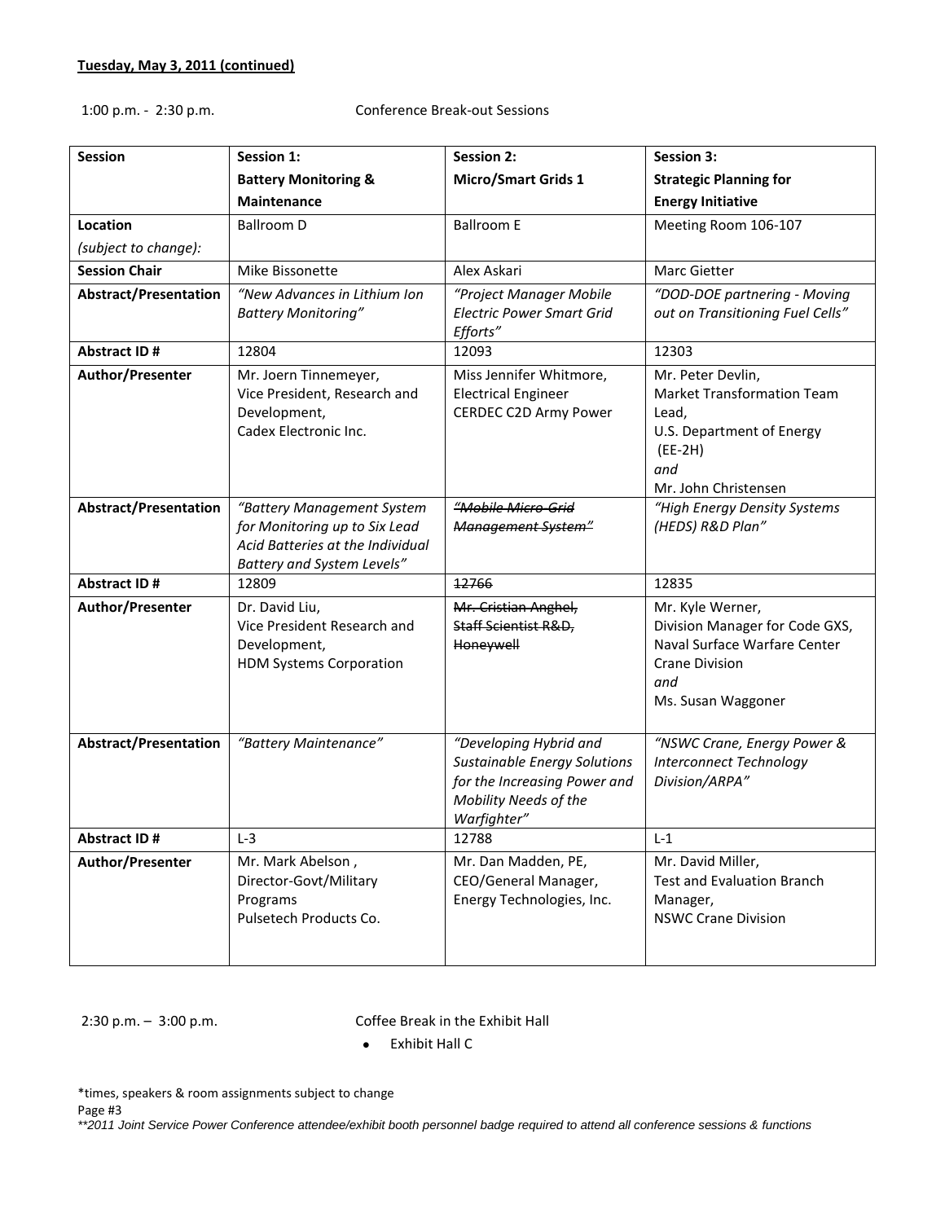**Tuesday, May 3, 2011 (continued)**

1:00 p.m. - 2:30 p.m. Conference Break-out Sessions

| Session | Session 1: Battery Monitoring & Maintenance | Session 2: Micro/Smart Grids 1 | Session 3: Strategic Planning for Energy Initiative |
|---|---|---|---|
| Location *(subject to change):* | Ballroom D | Ballroom E | Meeting Room 106-107 |
| Session Chair | Mike Bissonette | Alex Askari | Marc Gietter |
| Abstract/Presentation | *"New Advances in Lithium Ion Battery Monitoring"* | *"Project Manager Mobile Electric Power Smart Grid Efforts"* | *"DOD-DOE partnering - Moving out on Transitioning Fuel Cells"* |
| Abstract ID # | 12804 | 12093 | 12303 |
| Author/Presenter | Mr. Joern Tinnemeyer, Vice President, Research and Development, Cadex Electronic Inc. | Miss Jennifer Whitmore, Electrical Engineer CERDEC C2D Army Power | Mr. Peter Devlin, Market Transformation Team Lead, U.S. Department of Energy (EE-2H) *and* Mr. John Christensen |
| Abstract/Presentation | *"Battery Management System for Monitoring up to Six Lead Acid Batteries at the Individual Battery and System Levels"* | ~~*"Mobile Micro-Grid Management System"*~~ | *"High Energy Density Systems (HEDS) R&D Plan"* |
| Abstract ID # | 12809 | ~~12766~~ | 12835 |
| Author/Presenter | Dr. David Liu, Vice President Research and Development, HDM Systems Corporation | ~~Mr. Cristian Anghel, Staff Scientist R&D, Honeywell~~ | Mr. Kyle Werner, Division Manager for Code GXS, Naval Surface Warfare Center Crane Division *and* Ms. Susan Waggoner |
| Abstract/Presentation | *"Battery Maintenance"* | *"Developing Hybrid and Sustainable Energy Solutions for the Increasing Power and Mobility Needs of the Warfighter"* | *"NSWC Crane, Energy Power & Interconnect Technology Division/ARPA"* |
| Abstract ID # | L-3 | 12788 | L-1 |
| Author/Presenter | Mr. Mark Abelson, Director-Govt/Military Programs Pulsetech Products Co. | Mr. Dan Madden, PE, CEO/General Manager, Energy Technologies, Inc. | Mr. David Miller, Test and Evaluation Branch Manager, NSWC Crane Division |

2:30 p.m. – 3:00 p.m. Coffee Break in the Exhibit Hall

- Exhibit Hall C

*times, speakers & room assignments subject to change

*\*\*2011 Joint Service Power Conference attendee/exhibit booth personnel badge required to attend all conference sessions & functions*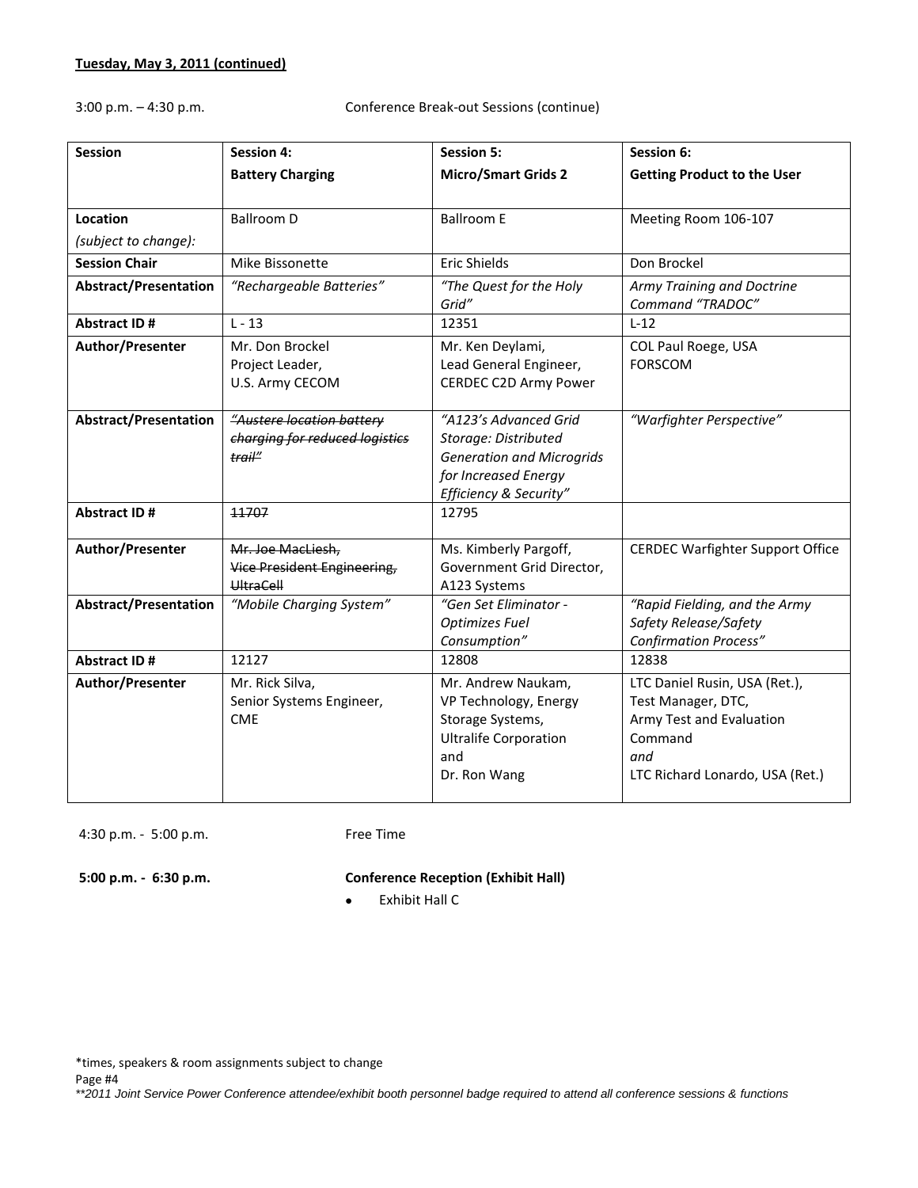**Tuesday, May 3, 2011 (continued)**

3:00 p.m. – 4:30 p.m. Conference Break-out Sessions (continue)

| Session | Session 4: **Battery Charging** | Session 5: **Micro/Smart Grids 2** | Session 6: **Getting Product to the User** |
|---|---|---|---|
| **Location** *(subject to change):* | Ballroom D | Ballroom E | Meeting Room 106-107 |
| **Session Chair** | Mike Bissonette | Eric Shields | Don Brockel |
| **Abstract/Presentation** | *"Rechargeable Batteries"* | *"The Quest for the Holy Grid"* | *Army Training and Doctrine Command "TRADOC"* |
| **Abstract ID #** | L - 13 | 12351 | L-12 |
| **Author/Presenter** | Mr. Don Brockel<br>Project Leader,<br>U.S. Army CECOM | Mr. Ken Deylami,<br>Lead General Engineer,<br>CERDEC C2D Army Power | COL Paul Roege, USA<br>FORSCOM |
| **Abstract/Presentation** | ~~*"Austere location battery charging for reduced logistics trail"*~~ | *"A123's Advanced Grid Storage: Distributed Generation and Microgrids for Increased Energy Efficiency & Security"* | *"Warfighter Perspective"* |
| **Abstract ID #** | ~~11707~~ | 12795 | |
| **Author/Presenter** | ~~Mr. Joe MacLiesh,~~<br>~~Vice President Engineering,~~<br>~~UltraCell~~ | Ms. Kimberly Pargoff,<br>Government Grid Director,<br>A123 Systems | CERDEC Warfighter Support Office |
| **Abstract/Presentation** | *"Mobile Charging System"* | *"Gen Set Eliminator - Optimizes Fuel Consumption"* | *"Rapid Fielding, and the Army Safety Release/Safety Confirmation Process"* |
| **Abstract ID #** | 12127 | 12808 | 12838 |
| **Author/Presenter** | Mr. Rick Silva,<br>Senior Systems Engineer,<br>CME | Mr. Andrew Naukam,<br>VP Technology, Energy Storage Systems,<br>Ultralife Corporation<br>and<br>Dr. Ron Wang | LTC Daniel Rusin, USA (Ret.),<br>Test Manager, DTC,<br>Army Test and Evaluation Command<br>*and*<br>LTC Richard Lonardo, USA (Ret.) |

4:30 p.m. - 5:00 p.m. Free Time

**5:00 p.m. - 6:30 p.m. Conference Reception (Exhibit Hall)**

- Exhibit Hall C

*times, speakers & room assignments subject to change

*\*\*2011 Joint Service Power Conference attendee/exhibit booth personnel badge required to attend all conference sessions & functions*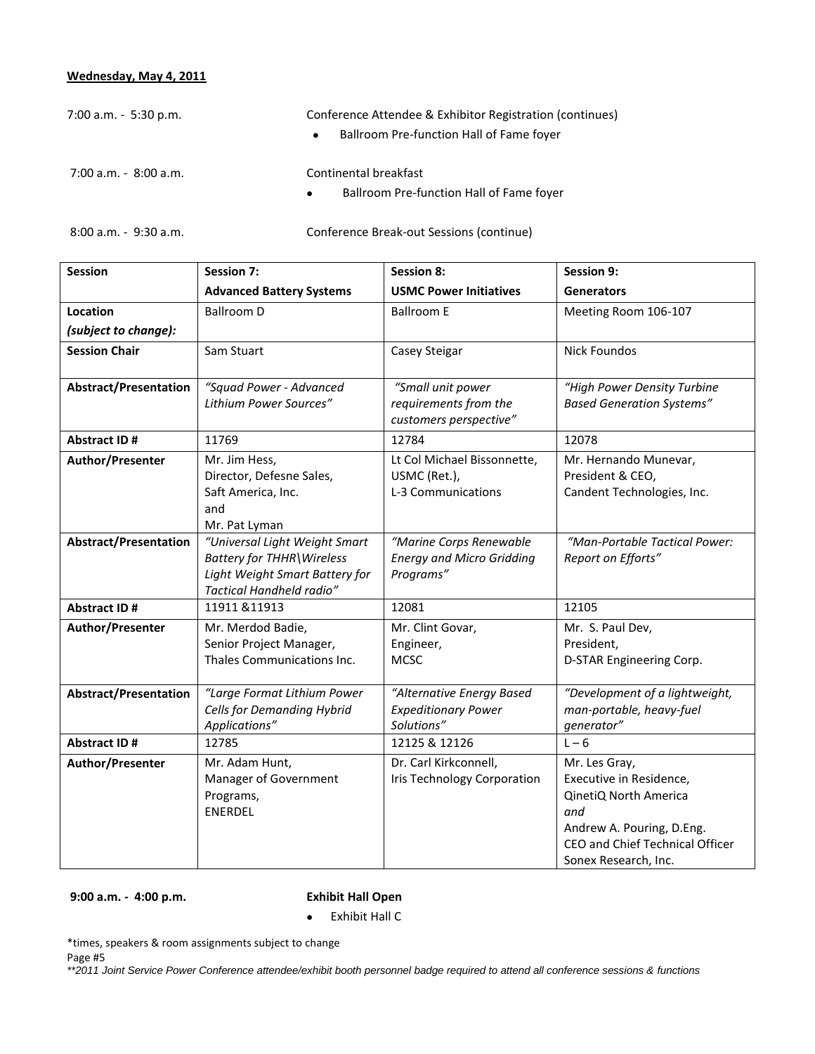**Wednesday, May 4, 2011**

7:00 a.m. - 5:30 p.m. Conference Attendee & Exhibitor Registration (continues)

- Ballroom Pre-function Hall of Fame foyer

7:00 a.m. - 8:00 a.m. Continental breakfast

- Ballroom Pre-function Hall of Fame foyer

8:00 a.m. - 9:30 a.m. Conference Break-out Sessions (continue)

| **Session** | **Session 7: Advanced Battery Systems** | **Session 8: USMC Power Initiatives** | **Session 9: Generators** |
|---|---|---|---|
| **Location** *(subject to change):* | Ballroom D | Ballroom E | Meeting Room 106-107 |
| **Session Chair** | Sam Stuart | Casey Steigar | Nick Foundos |
| **Abstract/Presentation** | *"Squad Power - Advanced Lithium Power Sources"* | *"Small unit power requirements from the customers perspective"* | *"High Power Density Turbine Based Generation Systems"* |
| **Abstract ID #** | 11769 | 12784 | 12078 |
| **Author/Presenter** | Mr. Jim Hess, Director, Defesne Sales, Saft America, Inc. and Mr. Pat Lyman | Lt Col Michael Bissonnette, USMC (Ret.), L-3 Communications | Mr. Hernando Munevar, President & CEO, Candent Technologies, Inc. |
| **Abstract/Presentation** | *"Universal Light Weight Smart Battery for THHR\Wireless Light Weight Smart Battery for Tactical Handheld radio"* | *"Marine Corps Renewable Energy and Micro Gridding Programs"* | *"Man-Portable Tactical Power: Report on Efforts"* |
| **Abstract ID #** | 11911 &11913 | 12081 | 12105 |
| **Author/Presenter** | Mr. Merdod Badie, Senior Project Manager, Thales Communications Inc. | Mr. Clint Govar, Engineer, MCSC | Mr. S. Paul Dev, President, D-STAR Engineering Corp. |
| **Abstract/Presentation** | *"Large Format Lithium Power Cells for Demanding Hybrid Applications"* | *"Alternative Energy Based Expeditionary Power Solutions"* | *"Development of a lightweight, man-portable, heavy-fuel generator"* |
| **Abstract ID #** | 12785 | 12125 & 12126 | L – 6 |
| **Author/Presenter** | Mr. Adam Hunt, Manager of Government Programs, ENERDEL | Dr. Carl Kirkconnell, Iris Technology Corporation | Mr. Les Gray, Executive in Residence, QinetiQ North America *and* Andrew A. Pouring, D.Eng. CEO and Chief Technical Officer Sonex Research, Inc. |

**9:00 a.m. - 4:00 p.m.** **Exhibit Hall Open**

- Exhibit Hall C

*times, speakers & room assignments subject to change

*\*\*2011 Joint Service Power Conference attendee/exhibit booth personnel badge required to attend all conference sessions & functions*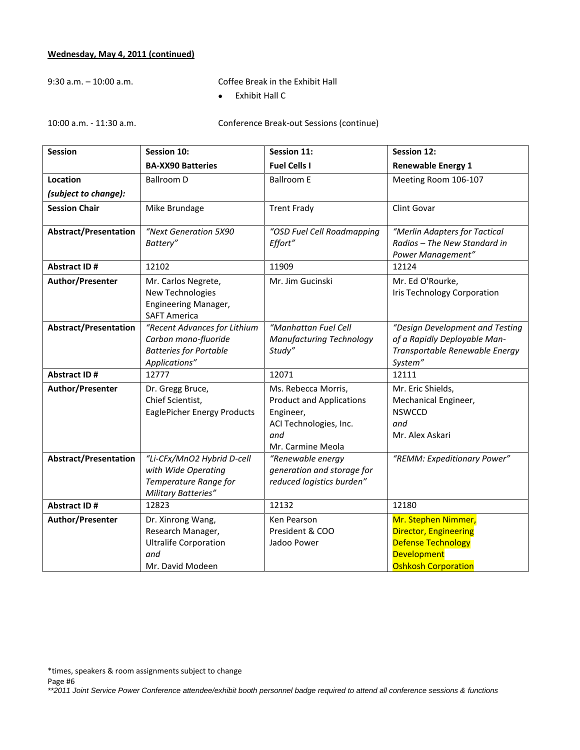**Wednesday, May 4, 2011 (continued)**

9:30 a.m. – 10:00 a.m. Coffee Break in the Exhibit Hall

- Exhibit Hall C

10:00 a.m. - 11:30 a.m. Conference Break-out Sessions (continue)

| **Session** | **Session 10: BA-XX90 Batteries** | **Session 11: Fuel Cells I** | **Session 12: Renewable Energy 1** |
|---|---|---|---|
| **Location *(subject to change):*** | Ballroom D | Ballroom E | Meeting Room 106-107 |
| **Session Chair** | Mike Brundage | Trent Frady | Clint Govar |
| **Abstract/Presentation** | *"Next Generation 5X90 Battery"* | *"OSD Fuel Cell Roadmapping Effort"* | *"Merlin Adapters for Tactical Radios – The New Standard in Power Management"* |
| **Abstract ID #** | 12102 | 11909 | 12124 |
| **Author/Presenter** | Mr. Carlos Negrete, New Technologies Engineering Manager, SAFT America | Mr. Jim Gucinski | Mr. Ed O'Rourke, Iris Technology Corporation |
| **Abstract/Presentation** | *"Recent Advances for Lithium Carbon mono-fluoride Batteries for Portable Applications"* | *"Manhattan Fuel Cell Manufacturing Technology Study"* | *"Design Development and Testing of a Rapidly Deployable Man-Transportable Renewable Energy System"* |
| **Abstract ID #** | 12777 | 12071 | 12111 |
| **Author/Presenter** | Dr. Gregg Bruce, Chief Scientist, EaglePicher Energy Products | Ms. Rebecca Morris, Product and Applications Engineer, ACI Technologies, Inc. *and* Mr. Carmine Meola | Mr. Eric Shields, Mechanical Engineer, NSWCCD *and* Mr. Alex Askari |
| **Abstract/Presentation** | *"Li-CFx/MnO2 Hybrid D-cell with Wide Operating Temperature Range for Military Batteries"* | *"Renewable energy generation and storage for reduced logistics burden"* | *"REMM: Expeditionary Power"* |
| **Abstract ID #** | 12823 | 12132 | 12180 |
| **Author/Presenter** | Dr. Xinrong Wang, Research Manager, Ultralife Corporation *and* Mr. David Modeen | Ken Pearson President & COO Jadoo Power | Mr. Stephen Nimmer, Director, Engineering Defense Technology Development Oshkosh Corporation |

*times, speakers & room assignments subject to change

*\*\*2011 Joint Service Power Conference attendee/exhibit booth personnel badge required to attend all conference sessions & functions*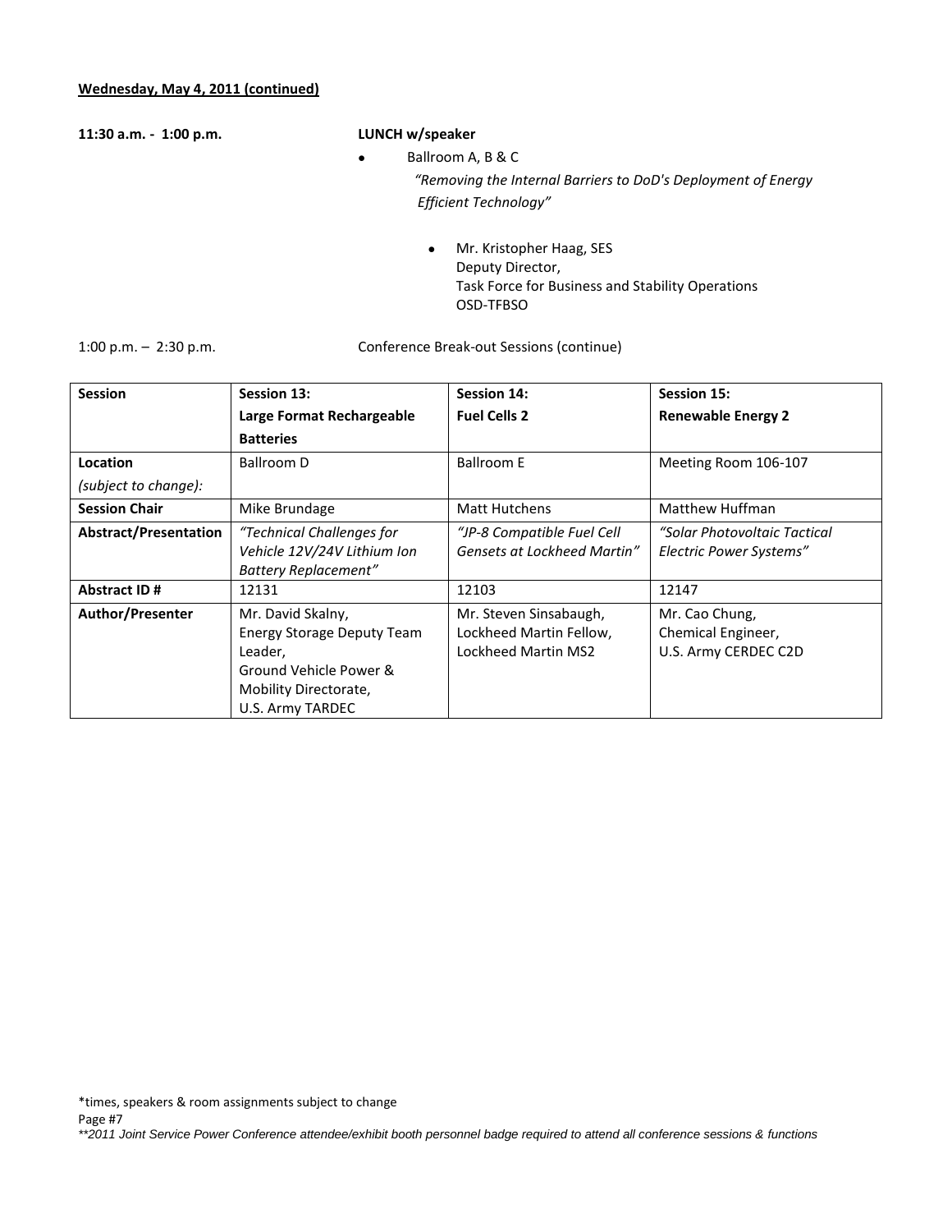**Wednesday, May 4, 2011 (continued)**

**11:30 a.m. - 1:00 p.m.** **LUNCH w/speaker**

- Ballroom A, B & C

  *"Removing the Internal Barriers to DoD's Deployment of Energy Efficient Technology"*

  - Mr. Kristopher Haag, SES
    Deputy Director,
    Task Force for Business and Stability Operations
    OSD-TFBSO

1:00 p.m. – 2:30 p.m. Conference Break-out Sessions (continue)

| **Session** | **Session 13: Large Format Rechargeable Batteries** | **Session 14: Fuel Cells 2** | **Session 15: Renewable Energy 2** |
|---|---|---|---|
| **Location** *(subject to change):* | Ballroom D | Ballroom E | Meeting Room 106-107 |
| **Session Chair** | Mike Brundage | Matt Hutchens | Matthew Huffman |
| **Abstract/Presentation** | *"Technical Challenges for Vehicle 12V/24V Lithium Ion Battery Replacement"* | *"JP-8 Compatible Fuel Cell Gensets at Lockheed Martin"* | *"Solar Photovoltaic Tactical Electric Power Systems"* |
| **Abstract ID #** | 12131 | 12103 | 12147 |
| **Author/Presenter** | Mr. David Skalny, Energy Storage Deputy Team Leader, Ground Vehicle Power & Mobility Directorate, U.S. Army TARDEC | Mr. Steven Sinsabaugh, Lockheed Martin Fellow, Lockheed Martin MS2 | Mr. Cao Chung, Chemical Engineer, U.S. Army CERDEC C2D |

*times, speakers & room assignments subject to change

*\*\*2011 Joint Service Power Conference attendee/exhibit booth personnel badge required to attend all conference sessions & functions*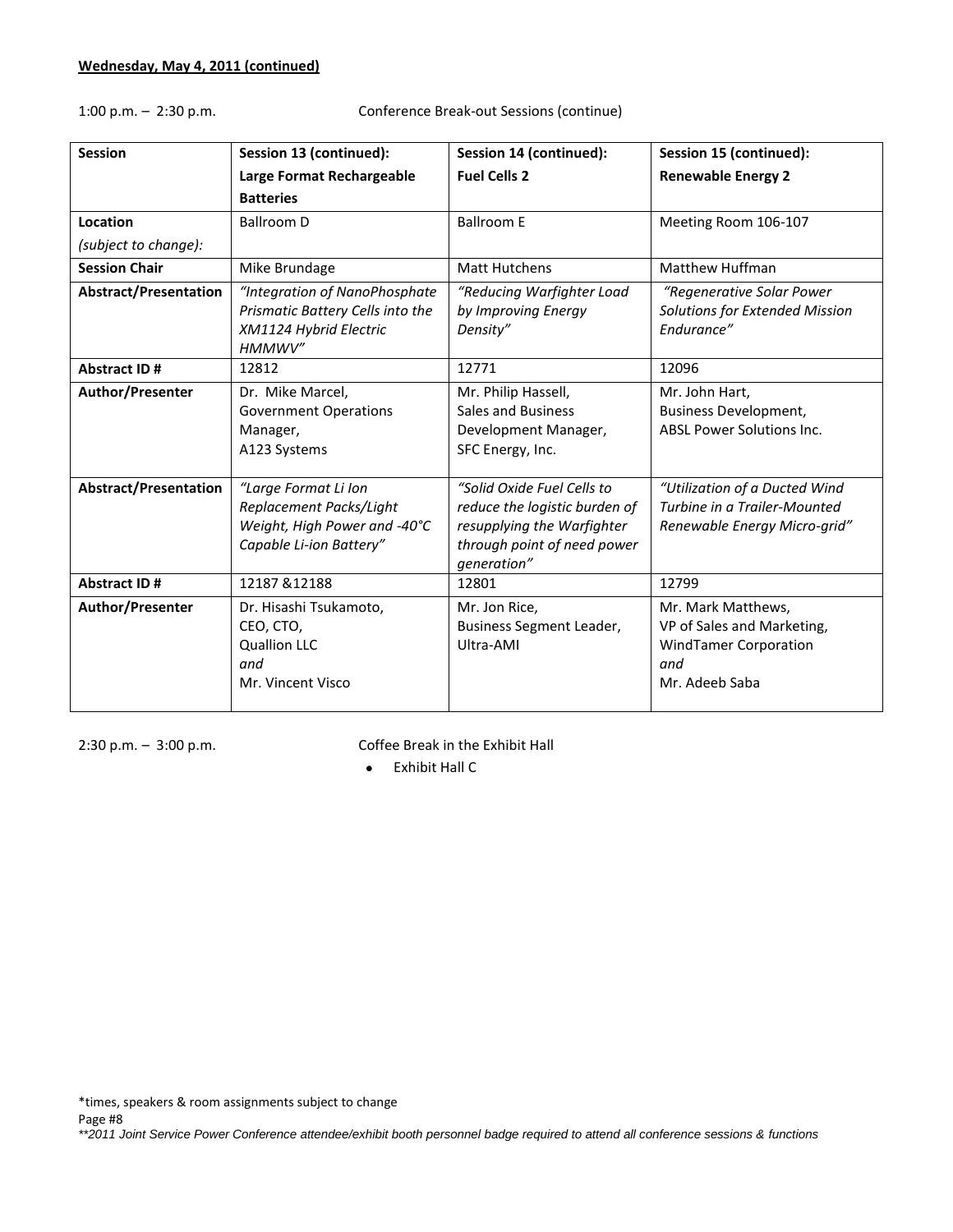**Wednesday, May 4, 2011 (continued)**

1:00 p.m. – 2:30 p.m. Conference Break-out Sessions (continue)

| Session | Session 13 (continued): Large Format Rechargeable Batteries | Session 14 (continued): Fuel Cells 2 | Session 15 (continued): Renewable Energy 2 |
|---|---|---|---|
| **Location** *(subject to change):* | Ballroom D | Ballroom E | Meeting Room 106-107 |
| **Session Chair** | Mike Brundage | Matt Hutchens | Matthew Huffman |
| **Abstract/Presentation** | *"Integration of NanoPhosphate Prismatic Battery Cells into the XM1124 Hybrid Electric HMMWV"* | *"Reducing Warfighter Load by Improving Energy Density"* | *"Regenerative Solar Power Solutions for Extended Mission Endurance"* |
| **Abstract ID #** | 12812 | 12771 | 12096 |
| **Author/Presenter** | Dr. Mike Marcel, Government Operations Manager, A123 Systems | Mr. Philip Hassell, Sales and Business Development Manager, SFC Energy, Inc. | Mr. John Hart, Business Development, ABSL Power Solutions Inc. |
| **Abstract/Presentation** | *"Large Format Li Ion Replacement Packs/Light Weight, High Power and -40°C Capable Li-ion Battery"* | *"Solid Oxide Fuel Cells to reduce the logistic burden of resupplying the Warfighter through point of need power generation"* | *"Utilization of a Ducted Wind Turbine in a Trailer-Mounted Renewable Energy Micro-grid"* |
| **Abstract ID #** | 12187 &12188 | 12801 | 12799 |
| **Author/Presenter** | Dr. Hisashi Tsukamoto, CEO, CTO, Quallion LLC *and* Mr. Vincent Visco | Mr. Jon Rice, Business Segment Leader, Ultra-AMI | Mr. Mark Matthews, VP of Sales and Marketing, WindTamer Corporation *and* Mr. Adeeb Saba |

2:30 p.m. – 3:00 p.m. Coffee Break in the Exhibit Hall

- Exhibit Hall C

*times, speakers & room assignments subject to change

*\*\*2011 Joint Service Power Conference attendee/exhibit booth personnel badge required to attend all conference sessions & functions*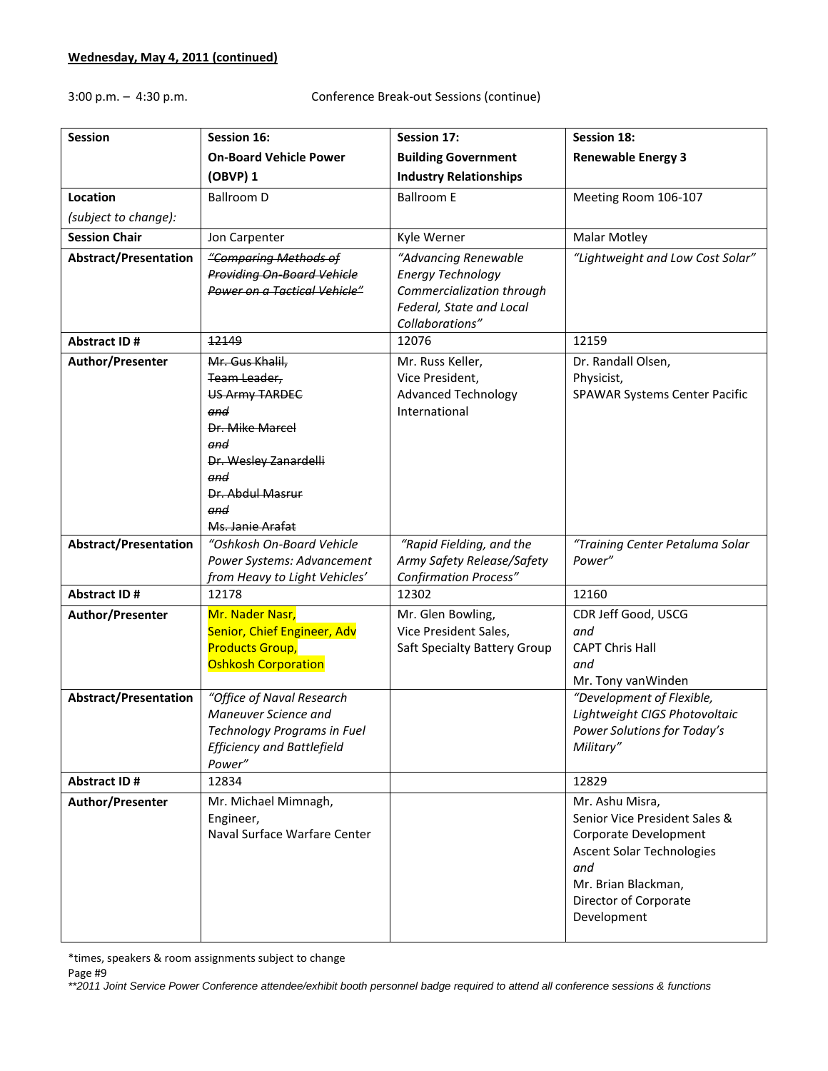**Wednesday, May 4, 2011 (continued)**

3:00 p.m. – 4:30 p.m. Conference Break-out Sessions (continue)

| **Session** | **Session 16: On-Board Vehicle Power (OBVP) 1** | **Session 17: Building Government Industry Relationships** | **Session 18: Renewable Energy 3** |
|---|---|---|---|
| **Location** *(subject to change)*: | Ballroom D | Ballroom E | Meeting Room 106-107 |
| **Session Chair** | Jon Carpenter | Kyle Werner | Malar Motley |
| **Abstract/Presentation** | ~~*"Comparing Methods of Providing On-Board Vehicle Power on a Tactical Vehicle"*~~ | *"Advancing Renewable Energy Technology Commercialization through Federal, State and Local Collaborations"* | *"Lightweight and Low Cost Solar"* |
| **Abstract ID #** | ~~12149~~ | 12076 | 12159 |
| **Author/Presenter** | ~~Mr. Gus Khalil,~~ ~~Team Leader,~~ ~~US Army TARDEC~~ ~~*and*~~ ~~Dr. Mike Marcel~~ ~~*and*~~ ~~Dr. Wesley Zanardelli~~ ~~*and*~~ ~~Dr. Abdul Masrur~~ ~~*and*~~ ~~Ms. Janie Arafat~~ | Mr. Russ Keller, Vice President, Advanced Technology International | Dr. Randall Olsen, Physicist, SPAWAR Systems Center Pacific |
| **Abstract/Presentation** | *"Oshkosh On-Board Vehicle Power Systems: Advancement from Heavy to Light Vehicles'* | *"Rapid Fielding, and the Army Safety Release/Safety Confirmation Process"* | *"Training Center Petaluma Solar Power"* |
| **Abstract ID #** | 12178 | 12302 | 12160 |
| **Author/Presenter** | Mr. Nader Nasr, Senior, Chief Engineer, Adv Products Group, Oshkosh Corporation | Mr. Glen Bowling, Vice President Sales, Saft Specialty Battery Group | CDR Jeff Good, USCG *and* CAPT Chris Hall *and* Mr. Tony vanWinden |
| **Abstract/Presentation** | *"Office of Naval Research Maneuver Science and Technology Programs in Fuel Efficiency and Battlefield Power"* | | *"Development of Flexible, Lightweight CIGS Photovoltaic Power Solutions for Today's Military"* |
| **Abstract ID #** | 12834 | | 12829 |
| **Author/Presenter** | Mr. Michael Mimnagh, Engineer, Naval Surface Warfare Center | | Mr. Ashu Misra, Senior Vice President Sales & Corporate Development Ascent Solar Technologies *and* Mr. Brian Blackman, Director of Corporate Development |

*times, speakers & room assignments subject to change

*\*\*2011 Joint Service Power Conference attendee/exhibit booth personnel badge required to attend all conference sessions & functions*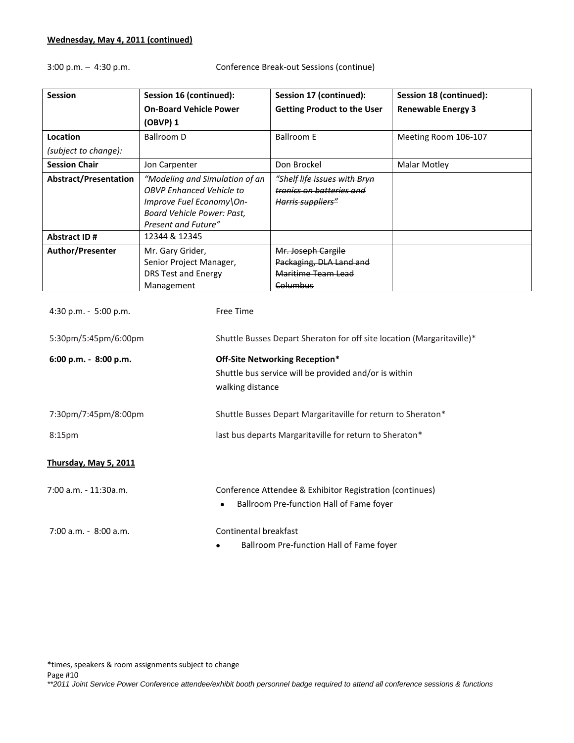**Wednesday, May 4, 2011 (continued)**

3:00 p.m. – 4:30 p.m. Conference Break-out Sessions (continue)

| **Session** | **Session 16 (continued): On-Board Vehicle Power (OBVP) 1** | **Session 17 (continued): Getting Product to the User** | **Session 18 (continued): Renewable Energy 3** |
|---|---|---|---|
| **Location** *(subject to change):* | Ballroom D | Ballroom E | Meeting Room 106-107 |
| **Session Chair** | Jon Carpenter | Don Brockel | Malar Motley |
| **Abstract/Presentation** | *"Modeling and Simulation of an OBVP Enhanced Vehicle to Improve Fuel Economy\On-Board Vehicle Power: Past, Present and Future"* | ~~*"Shelf life issues with Bryn tronics on batteries and Harris suppliers"*~~ | |
| **Abstract ID #** | 12344 & 12345 | | |
| **Author/Presenter** | Mr. Gary Grider, Senior Project Manager, DRS Test and Energy Management | ~~Mr. Joseph Cargile Packaging, DLA Land and Maritime Team Lead Columbus~~ | |

4:30 p.m. - 5:00 p.m. Free Time

5:30pm/5:45pm/6:00pm Shuttle Busses Depart Sheraton for off site location (Margaritaville)*

**6:00 p.m. - 8:00 p.m.** **Off-Site Networking Reception***
Shuttle bus service will be provided and/or is within walking distance

7:30pm/7:45pm/8:00pm Shuttle Busses Depart Margaritaville for return to Sheraton*

8:15pm last bus departs Margaritaville for return to Sheraton*

**Thursday, May 5, 2011**

7:00 a.m. - 11:30a.m. Conference Attendee & Exhibitor Registration (continues)

- Ballroom Pre-function Hall of Fame foyer

7:00 a.m. - 8:00 a.m. Continental breakfast

- Ballroom Pre-function Hall of Fame foyer

*times, speakers & room assignments subject to change

*\*\*2011 Joint Service Power Conference attendee/exhibit booth personnel badge required to attend all conference sessions & functions*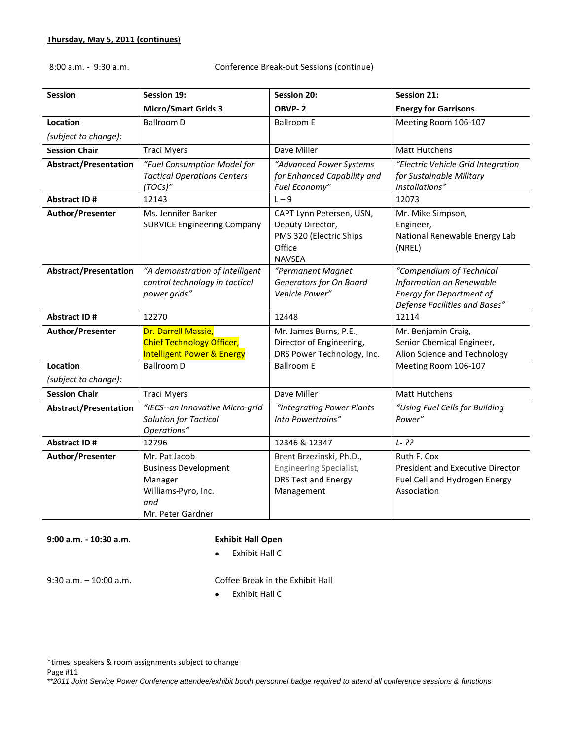**Thursday, May 5, 2011 (continues)**

8:00 a.m. - 9:30 a.m. Conference Break-out Sessions (continue)

| **Session** | **Session 19:**<br>**Micro/Smart Grids 3** | **Session 20:**<br>**OBVP- 2** | **Session 21:**<br>**Energy for Garrisons** |
|---|---|---|---|
| **Location**<br>*(subject to change):* | Ballroom D | Ballroom E | Meeting Room 106-107 |
| **Session Chair** | Traci Myers | Dave Miller | Matt Hutchens |
| **Abstract/Presentation** | *"Fuel Consumption Model for Tactical Operations Centers (TOCs)"* | *"Advanced Power Systems for Enhanced Capability and Fuel Economy"* | *"Electric Vehicle Grid Integration for Sustainable Military Installations"* |
| **Abstract ID #** | 12143 | L – 9 | 12073 |
| **Author/Presenter** | Ms. Jennifer Barker<br>SURVICE Engineering Company | CAPT Lynn Petersen, USN,<br>Deputy Director,<br>PMS 320 (Electric Ships Office<br>NAVSEA | Mr. Mike Simpson,<br>Engineer,<br>National Renewable Energy Lab (NREL) |
| **Abstract/Presentation** | *"A demonstration of intelligent control technology in tactical power grids"* | *"Permanent Magnet Generators for On Board Vehicle Power"* | *"Compendium of Technical Information on Renewable Energy for Department of Defense Facilities and Bases"* |
| **Abstract ID #** | 12270 | 12448 | 12114 |
| **Author/Presenter** | Dr. Darrell Massie,<br>Chief Technology Officer,<br>Intelligent Power & Energy | Mr. James Burns, P.E.,<br>Director of Engineering,<br>DRS Power Technology, Inc. | Mr. Benjamin Craig,<br>Senior Chemical Engineer,<br>Alion Science and Technology |
| **Location**<br>*(subject to change):* | Ballroom D | Ballroom E | Meeting Room 106-107 |
| **Session Chair** | Traci Myers | Dave Miller | Matt Hutchens |
| **Abstract/Presentation** | *"IECS--an Innovative Micro-grid Solution for Tactical Operations"* | *"Integrating Power Plants Into Powertrains"* | *"Using Fuel Cells for Building Power"* |
| **Abstract ID #** | 12796 | 12346 & 12347 | *L- ??* |
| **Author/Presenter** | Mr. Pat Jacob<br>Business Development Manager<br>Williams-Pyro, Inc.<br>*and*<br>Mr. Peter Gardner | Brent Brzezinski, Ph.D.,<br>Engineering Specialist,<br>DRS Test and Energy Management | Ruth F. Cox<br>President and Executive Director<br>Fuel Cell and Hydrogen Energy Association |

**9:00 a.m. - 10:30 a.m.** **Exhibit Hall Open**

- Exhibit Hall C

9:30 a.m. – 10:00 a.m. Coffee Break in the Exhibit Hall

- Exhibit Hall C

*times, speakers & room assignments subject to change

*\*2011 Joint Service Power Conference attendee/exhibit booth personnel badge required to attend all conference sessions & functions*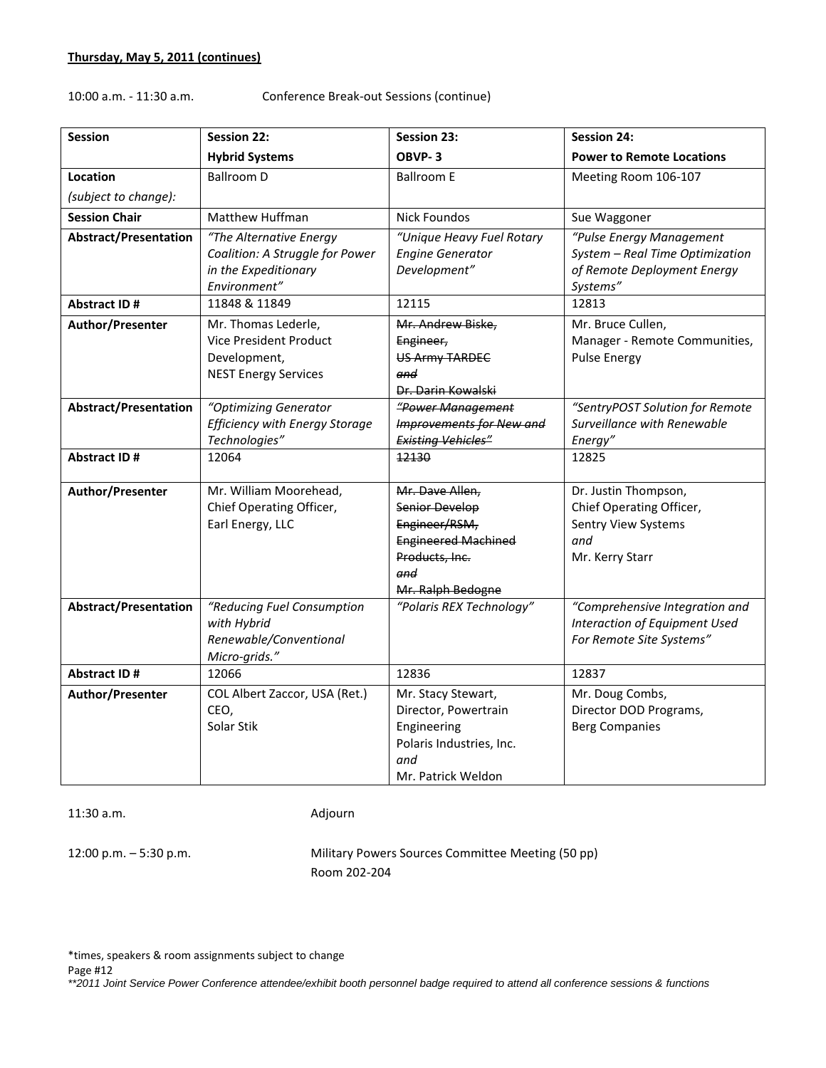**Thursday, May 5, 2011 (continues)**

10:00 a.m. - 11:30 a.m. Conference Break-out Sessions (continue)

| Session | Session 22: Hybrid Systems | Session 23: OBVP- 3 | Session 24: Power to Remote Locations |
|---|---|---|---|
| **Location** *(subject to change):* | Ballroom D | Ballroom E | Meeting Room 106-107 |
| **Session Chair** | Matthew Huffman | Nick Foundos | Sue Waggoner |
| **Abstract/Presentation** | *"The Alternative Energy Coalition: A Struggle for Power in the Expeditionary Environment"* | *"Unique Heavy Fuel Rotary Engine Generator Development"* | *"Pulse Energy Management System – Real Time Optimization of Remote Deployment Energy Systems"* |
| **Abstract ID #** | 11848 & 11849 | 12115 | 12813 |
| **Author/Presenter** | Mr. Thomas Lederle, Vice President Product Development, NEST Energy Services | ~~Mr. Andrew Biske, Engineer, US Army TARDEC *and* Dr. Darin Kowalski~~ | Mr. Bruce Cullen, Manager - Remote Communities, Pulse Energy |
| **Abstract/Presentation** | *"Optimizing Generator Efficiency with Energy Storage Technologies"* | ~~*"Power Management Improvements for New and Existing Vehicles"*~~ | *"SentryPOST Solution for Remote Surveillance with Renewable Energy"* |
| **Abstract ID #** | 12064 | ~~12130~~ | 12825 |
| **Author/Presenter** | Mr. William Moorehead, Chief Operating Officer, Earl Energy, LLC | ~~Mr. Dave Allen, Senior Develop Engineer/RSM, Engineered Machined Products, Inc. *and* Mr. Ralph Bedogne~~ | Dr. Justin Thompson, Chief Operating Officer, Sentry View Systems *and* Mr. Kerry Starr |
| **Abstract/Presentation** | *"Reducing Fuel Consumption with Hybrid Renewable/Conventional Micro-grids."* | *"Polaris REX Technology"* | *"Comprehensive Integration and Interaction of Equipment Used For Remote Site Systems"* |
| **Abstract ID #** | 12066 | 12836 | 12837 |
| **Author/Presenter** | COL Albert Zaccor, USA (Ret.) CEO, Solar Stik | Mr. Stacy Stewart, Director, Powertrain Engineering Polaris Industries, Inc. *and* Mr. Patrick Weldon | Mr. Doug Combs, Director DOD Programs, Berg Companies |

11:30 a.m. Adjourn

12:00 p.m. – 5:30 p.m. Military Powers Sources Committee Meeting (50 pp)
Room 202-204

*times, speakers & room assignments subject to change

*\*\*2011 Joint Service Power Conference attendee/exhibit booth personnel badge required to attend all conference sessions & functions*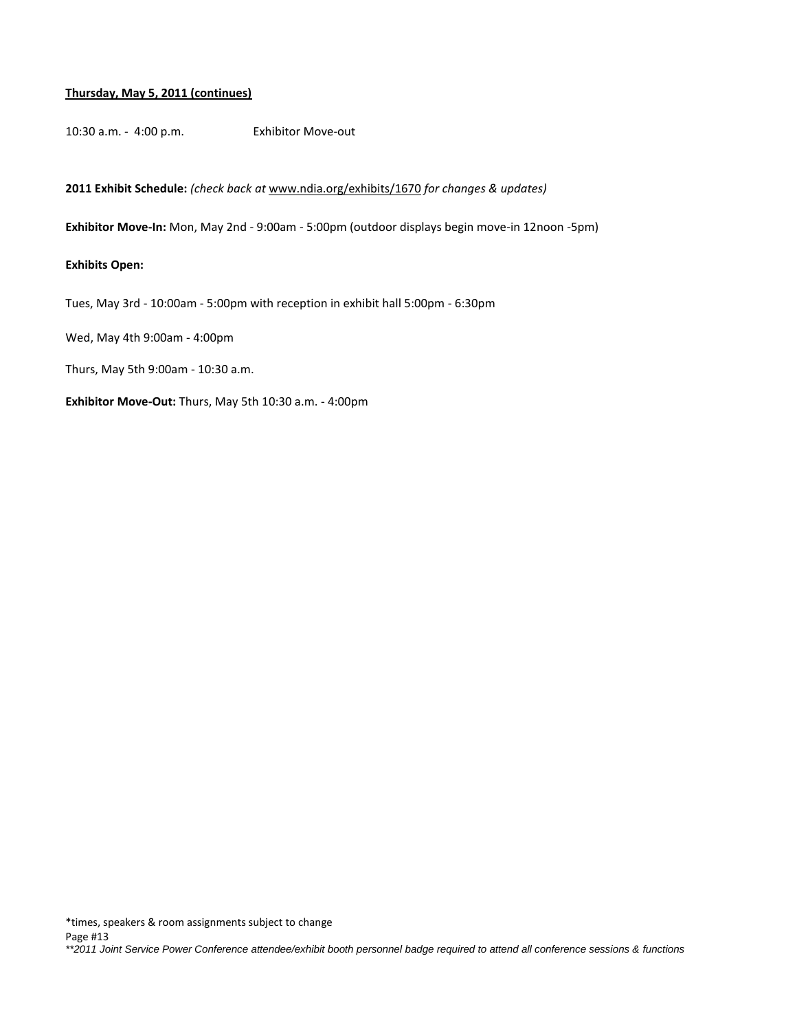**Thursday, May 5, 2011 (continues)**

10:30 a.m. - 4:00 p.m. Exhibitor Move-out

**2011 Exhibit Schedule:** *(check back at* www.ndia.org/exhibits/1670 *for changes & updates)*

**Exhibitor Move-In:** Mon, May 2nd - 9:00am - 5:00pm (outdoor displays begin move-in 12noon -5pm)

**Exhibits Open:**

Tues, May 3rd - 10:00am - 5:00pm with reception in exhibit hall 5:00pm - 6:30pm

Wed, May 4th 9:00am - 4:00pm

Thurs, May 5th 9:00am - 10:30 a.m.

**Exhibitor Move-Out:** Thurs, May 5th 10:30 a.m. - 4:00pm

*times, speakers & room assignments subject to change

*\*\*2011 Joint Service Power Conference attendee/exhibit booth personnel badge required to attend all conference sessions & functions*